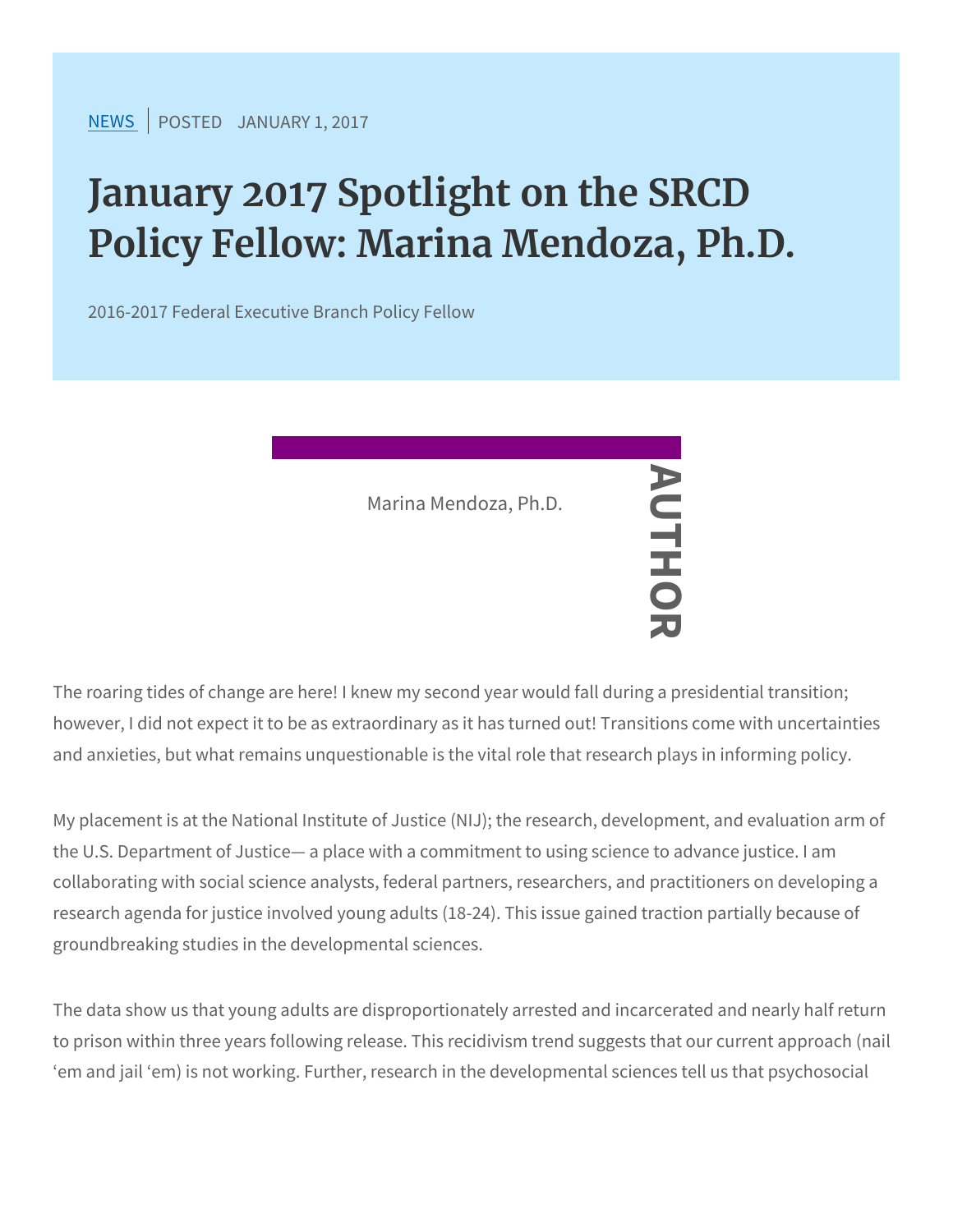NEWS | POSTED JANUARY 1, 2017

# January 2017 Spotlight on the SRCD Policy Fellow: Marina Mendoza, Ph.D.

2016-2017 Federal Executive Branch Policy Fellow

AUTHOR

Marina Mendoza, Ph.D.

The roaring tides of change are here! I knew my second year would fall during a presidential transition; however, I did not expect it to be as extraordinary as it has turned out! Transitions come with uncertainties and anxieties, but what remains unquestionable is the vital role that research plays in informing policy.

My placement is at the National Institute of Justice (NIJ); the research, development, and evaluation arm of the U.S. Department of Justice— a place with a commitment to using science to advance justice. I am collaborating with social science analysts, federal partners, researchers, and practitioners on developing a research agenda for justice involved young adults (18-24). This issue gained traction partially because of groundbreaking studies in the developmental sciences.

The data show us that young adults are disproportionately arrested and incarcerated and nearly half return to prison within three years following release. This recidivism trend suggests that our current approach (nail 'em and jail 'em) is not working. Further, research in the developmental sciences tell us that psychosocial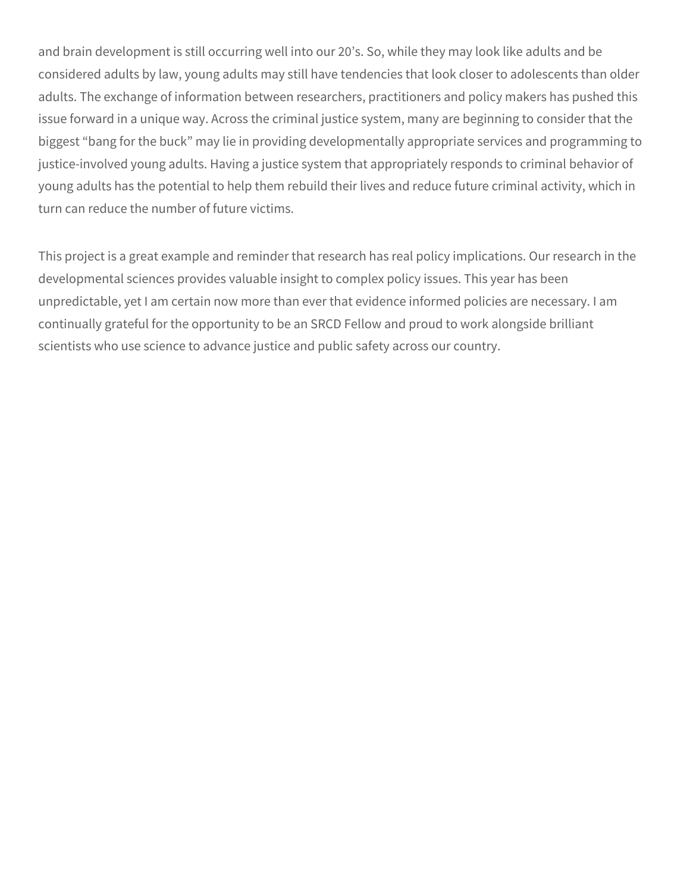and brain development is still occurring well into our 20's. So, while they may look like adults and be considered adults by law, young adults may still have tendencies that look closer to adolescents than older adults. The exchange of information between researchers, practitioners and policy makers has pushed this issue forward in a unique way. Across the criminal justice system, many are beginning to consider that the biggest "bang for the buck" may lie in providing developmentally appropriate services and programming to justice-involved young adults. Having a justice system that appropriately responds to criminal behavior of young adults has the potential to help them rebuild their lives and reduce future criminal activity, which in turn can reduce the number of future victims.

This project is a great example and reminder that research has real policy implications. Our research in the developmental sciences provides valuable insight to complex policy issues. This year has been unpredictable, yet I am certain now more than ever that evidence informed policies are necessary. I am continually grateful for the opportunity to be an SRCD Fellow and proud to work alongside brilliant scientists who use science to advance justice and public safety across our country.